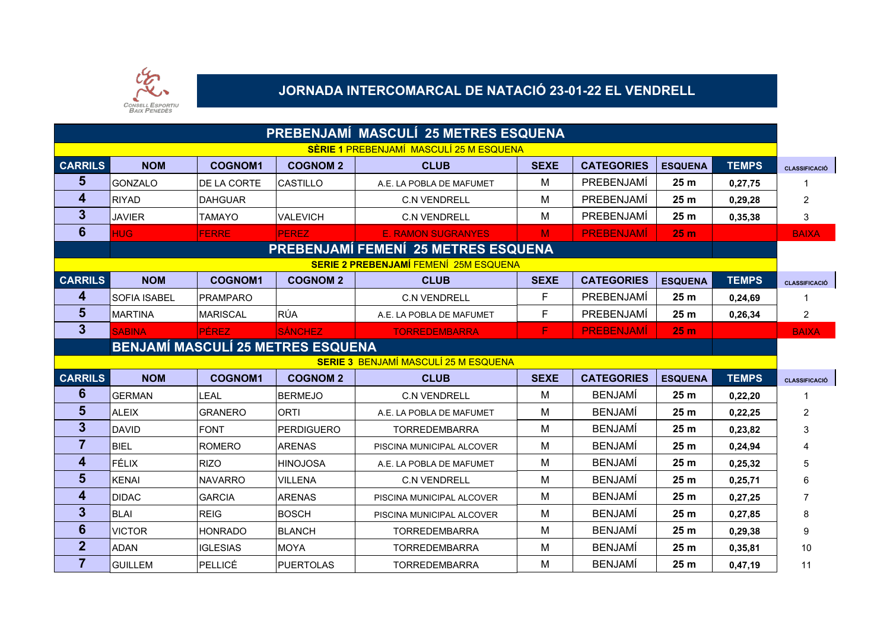Consell Esportiu Baix Penedès

# JORNADA INTERCOMARCAL DE NATACIÓ 23-01-22 EL VENDRELL

## PREBENJAMÍ MASCULÍ 25 METRES ESQUENA

**SÈRIE 1** PREBENJAMÍ MASCULÍ 25 M ESQUENA

| CARRILS | NOM | COGNOM1 | COGNOM 2 | CLUB | SEXE | CATEGORIES | ESQUENA | TEMPS | CLASSIFICACIÓ |
|---|---|---|---|---|---|---|---|---|---|
| 5 | GONZALO | DE LA CORTE | CASTILLO | A.E. LA POBLA DE MAFUMET | M | PREBENJAMÍ | 25 m | 0,27,75 | 1 |
| 4 | RIYAD | DAHGUAR | | C.N VENDRELL | M | PREBENJAMÍ | 25 m | 0,29,28 | 2 |
| 3 | JAVIER | TAMAYO | VALEVICH | C.N VENDRELL | M | PREBENJAMÍ | 25 m | 0,35,38 | 3 |
| 6 | HUG | FERRE | PEREZ | E. RAMON SUGRANYES | M | PREBENJAMÍ | 25 m | | BAIXA |

## PREBENJAMÍ FEMENÍ 25 METRES ESQUENA

**SERIE 2 PREBENJAMÍ** FEMENÍ 25M ESQUENA

| CARRILS | NOM | COGNOM1 | COGNOM 2 | CLUB | SEXE | CATEGORIES | ESQUENA | TEMPS | CLASSIFICACIÓ |
|---|---|---|---|---|---|---|---|---|---|
| 4 | SOFIA ISABEL | PRAMPARO | | C.N VENDRELL | F | PREBENJAMÍ | 25 m | 0,24,69 | 1 |
| 5 | MARTINA | MARISCAL | RÚA | A.E. LA POBLA DE MAFUMET | F | PREBENJAMÍ | 25 m | 0,26,34 | 2 |
| 3 | SABINA | PÉREZ | SÁNCHEZ | TORREDEMBARRA | F | PREBENJAMÍ | 25 m | | BAIXA |

## BENJAMÍ MASCULÍ 25 METRES ESQUENA

**SERIE 3** BENJAMÍ MASCULÍ 25 M ESQUENA

| CARRILS | NOM | COGNOM1 | COGNOM 2 | CLUB | SEXE | CATEGORIES | ESQUENA | TEMPS | CLASSIFICACIÓ |
|---|---|---|---|---|---|---|---|---|---|
| 6 | GERMAN | LEAL | BERMEJO | C.N VENDRELL | M | BENJAMÍ | 25 m | 0,22,20 | 1 |
| 5 | ALEIX | GRANERO | ORTI | A.E. LA POBLA DE MAFUMET | M | BENJAMÍ | 25 m | 0,22,25 | 2 |
| 3 | DAVID | FONT | PERDIGUERO | TORREDEMBARRA | M | BENJAMÍ | 25 m | 0,23,82 | 3 |
| 7 | BIEL | ROMERO | ARENAS | PISCINA MUNICIPAL ALCOVER | M | BENJAMÍ | 25 m | 0,24,94 | 4 |
| 4 | FÉLIX | RIZO | HINOJOSA | A.E. LA POBLA DE MAFUMET | M | BENJAMÍ | 25 m | 0,25,32 | 5 |
| 5 | KENAI | NAVARRO | VILLENA | C.N VENDRELL | M | BENJAMÍ | 25 m | 0,25,71 | 6 |
| 4 | DIDAC | GARCIA | ARENAS | PISCINA MUNICIPAL ALCOVER | M | BENJAMÍ | 25 m | 0,27,25 | 7 |
| 3 | BLAI | REIG | BOSCH | PISCINA MUNICIPAL ALCOVER | M | BENJAMÍ | 25 m | 0,27,85 | 8 |
| 6 | VICTOR | HONRADO | BLANCH | TORREDEMBARRA | M | BENJAMÍ | 25 m | 0,29,38 | 9 |
| 2 | ADAN | IGLESIAS | MOYA | TORREDEMBARRA | M | BENJAMÍ | 25 m | 0,35,81 | 10 |
| 7 | GUILLEM | PELLICÉ | PUERTOLAS | TORREDEMBARRA | M | BENJAMÍ | 25 m | 0,47,19 | 11 |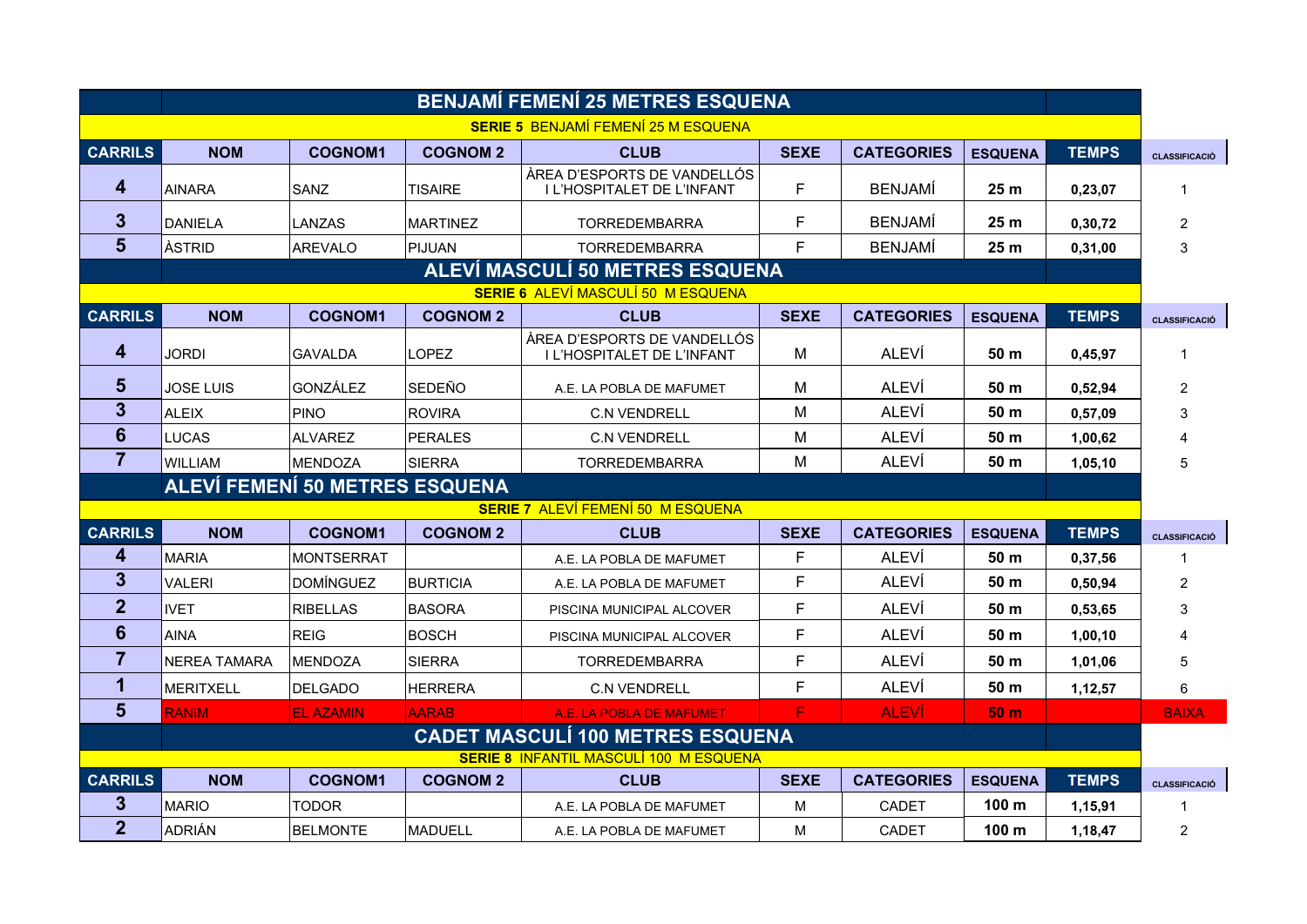## BENJAMÍ FEMENÍ 25 METRES ESQUENA

**SERIE 5** BENJAMÍ FEMENÍ 25 M ESQUENA

| CARRILS | NOM | COGNOM1 | COGNOM 2 | CLUB | SEXE | CATEGORIES | ESQUENA | TEMPS | CLASSIFICACIÓ |
|---|---|---|---|---|---|---|---|---|---|
| 4 | AINARA | SANZ | TISAIRE | ÀREA D'ESPORTS DE VANDELLÓS I L'HOSPITALET DE L'INFANT | F | BENJAMÍ | 25 m | 0,23,07 | 1 |
| 3 | DANIELA | LANZAS | MARTINEZ | TORREDEMBARRA | F | BENJAMÍ | 25 m | 0,30,72 | 2 |
| 5 | ÀSTRID | AREVALO | PIJUAN | TORREDEMBARRA | F | BENJAMÍ | 25 m | 0,31,00 | 3 |

## ALEVÍ MASCULÍ 50 METRES ESQUENA

**SERIE 6** ALEVÍ MASCULÍ 50 M ESQUENA

| CARRILS | NOM | COGNOM1 | COGNOM 2 | CLUB | SEXE | CATEGORIES | ESQUENA | TEMPS | CLASSIFICACIÓ |
|---|---|---|---|---|---|---|---|---|---|
| 4 | JORDI | GAVALDA | LOPEZ | ÀREA D'ESPORTS DE VANDELLÓS I L'HOSPITALET DE L'INFANT | M | ALEVÍ | 50 m | 0,45,97 | 1 |
| 5 | JOSE LUIS | GONZÁLEZ | SEDEÑO | A.E. LA POBLA DE MAFUMET | M | ALEVÍ | 50 m | 0,52,94 | 2 |
| 3 | ALEIX | PINO | ROVIRA | C.N VENDRELL | M | ALEVÍ | 50 m | 0,57,09 | 3 |
| 6 | LUCAS | ALVAREZ | PERALES | C.N VENDRELL | M | ALEVÍ | 50 m | 1,00,62 | 4 |
| 7 | WILLIAM | MENDOZA | SIERRA | TORREDEMBARRA | M | ALEVÍ | 50 m | 1,05,10 | 5 |

## ALEVÍ FEMENÍ 50 METRES ESQUENA

**SERIE 7** ALEVÍ FEMENÍ 50 M ESQUENA

| CARRILS | NOM | COGNOM1 | COGNOM 2 | CLUB | SEXE | CATEGORIES | ESQUENA | TEMPS | CLASSIFICACIÓ |
|---|---|---|---|---|---|---|---|---|---|
| 4 | MARIA | MONTSERRAT | | A.E. LA POBLA DE MAFUMET | F | ALEVÍ | 50 m | 0,37,56 | 1 |
| 3 | VALERI | DOMÍNGUEZ | BURTICIA | A.E. LA POBLA DE MAFUMET | F | ALEVÍ | 50 m | 0,50,94 | 2 |
| 2 | IVET | RIBELLAS | BASORA | PISCINA MUNICIPAL ALCOVER | F | ALEVÍ | 50 m | 0,53,65 | 3 |
| 6 | AINA | REIG | BOSCH | PISCINA MUNICIPAL ALCOVER | F | ALEVÍ | 50 m | 1,00,10 | 4 |
| 7 | NEREA TAMARA | MENDOZA | SIERRA | TORREDEMBARRA | F | ALEVÍ | 50 m | 1,01,06 | 5 |
| 1 | MERITXELL | DELGADO | HERRERA | C.N VENDRELL | F | ALEVÍ | 50 m | 1,12,57 | 6 |
| 5 | RANIM | EL AZAMIN | AARAB | A.E. LA POBLA DE MAFUMET | F | ALEVÍ | 50 m | | BAIXA |

## CADET MASCULÍ 100 METRES ESQUENA

**SERIE 8** INFANTIL MASCULÍ 100 M ESQUENA

| CARRILS | NOM | COGNOM1 | COGNOM 2 | CLUB | SEXE | CATEGORIES | ESQUENA | TEMPS | CLASSIFICACIÓ |
|---|---|---|---|---|---|---|---|---|---|
| 3 | MARIO | TODOR | | A.E. LA POBLA DE MAFUMET | M | CADET | 100 m | 1,15,91 | 1 |
| 2 | ADRIÁN | BELMONTE | MADUELL | A.E. LA POBLA DE MAFUMET | M | CADET | 100 m | 1,18,47 | 2 |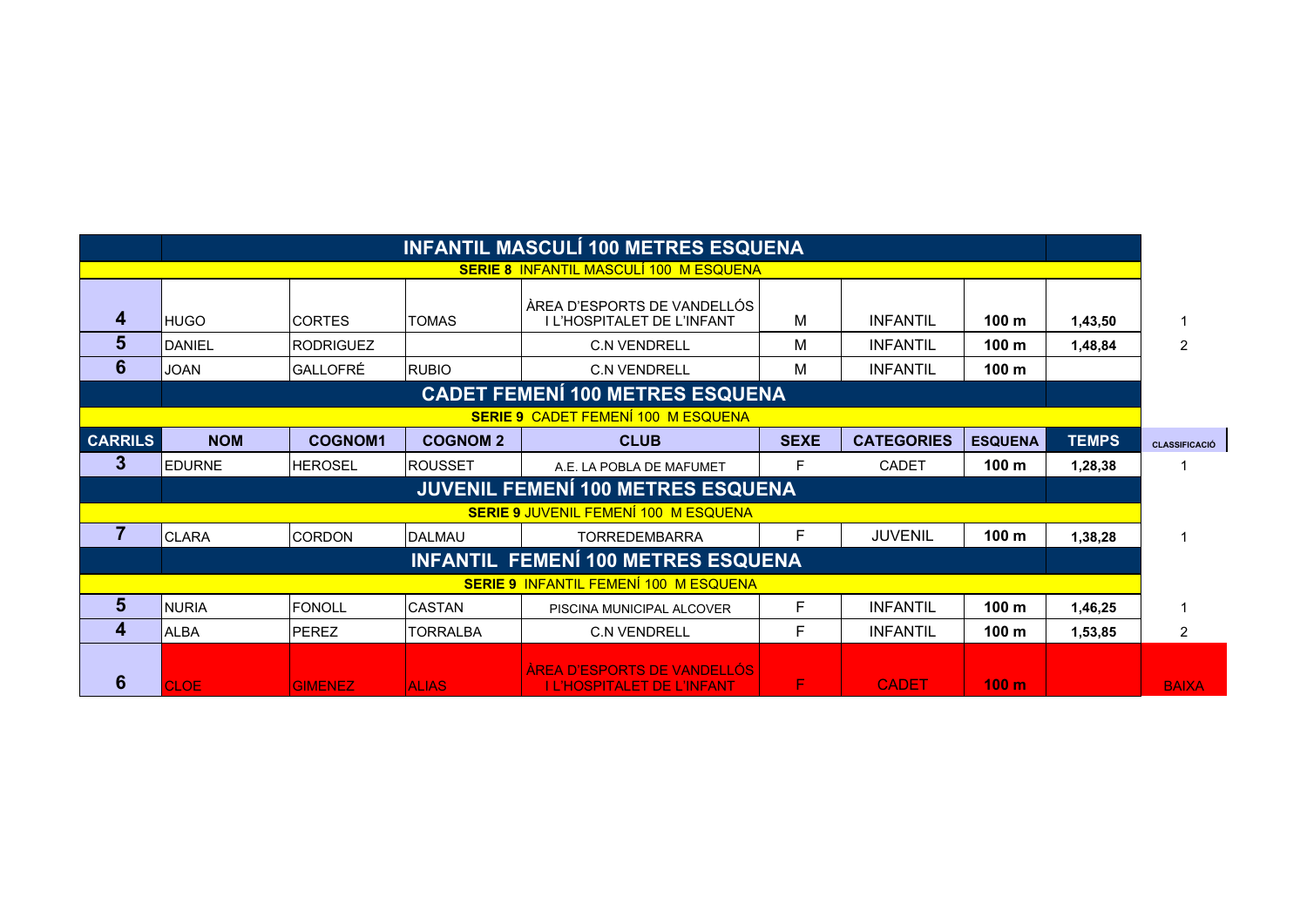| | | | | | | | | | |
|---|---|---|---|---|---|---|---|---|---|
| | **INFANTIL MASCULÍ 100 METRES ESQUENA** | | | | | | | | |
| **SERIE 8** INFANTIL MASCULÍ 100 M ESQUENA | | | | | | | | | |
| **4** | HUGO | CORTES | TOMAS | ÀREA D'ESPORTS DE VANDELLÓS I L'HOSPITALET DE L'INFANT | M | INFANTIL | **100 m** | **1,43,50** | 1 |
| **5** | DANIEL | RODRIGUEZ | | C.N VENDRELL | M | INFANTIL | **100 m** | **1,48,84** | 2 |
| **6** | JOAN | GALLOFRÉ | RUBIO | C.N VENDRELL | M | INFANTIL | **100 m** | | |
| | **CADET FEMENÍ 100 METRES ESQUENA** | | | | | | | | |
| **SERIE 9** CADET FEMENÍ 100 M ESQUENA | | | | | | | | | |
| **CARRILS** | **NOM** | **COGNOM1** | **COGNOM 2** | **CLUB** | **SEXE** | **CATEGORIES** | **ESQUENA** | **TEMPS** | **CLASSIFICACIÓ** |
| **3** | EDURNE | HEROSEL | ROUSSET | A.E. LA POBLA DE MAFUMET | F | CADET | **100 m** | **1,28,38** | 1 |
| | **JUVENIL FEMENÍ 100 METRES ESQUENA** | | | | | | | | |
| **SERIE 9** JUVENIL FEMENÍ 100 M ESQUENA | | | | | | | | | |
| **7** | CLARA | CORDON | DALMAU | TORREDEMBARRA | F | JUVENIL | **100 m** | **1,38,28** | 1 |
| | **INFANTIL FEMENÍ 100 METRES ESQUENA** | | | | | | | | |
| **SERIE 9** INFANTIL FEMENÍ 100 M ESQUENA | | | | | | | | | |
| **5** | NURIA | FONOLL | CASTAN | PISCINA MUNICIPAL ALCOVER | F | INFANTIL | **100 m** | **1,46,25** | 1 |
| **4** | ALBA | PEREZ | TORRALBA | C.N VENDRELL | F | INFANTIL | **100 m** | **1,53,85** | 2 |
| **6** | CLOE | GIMENEZ | ALIAS | ÀREA D'ESPORTS DE VANDELLÓS I L'HOSPITALET DE L'INFANT | F | CADET | **100 m** | | BAIXA |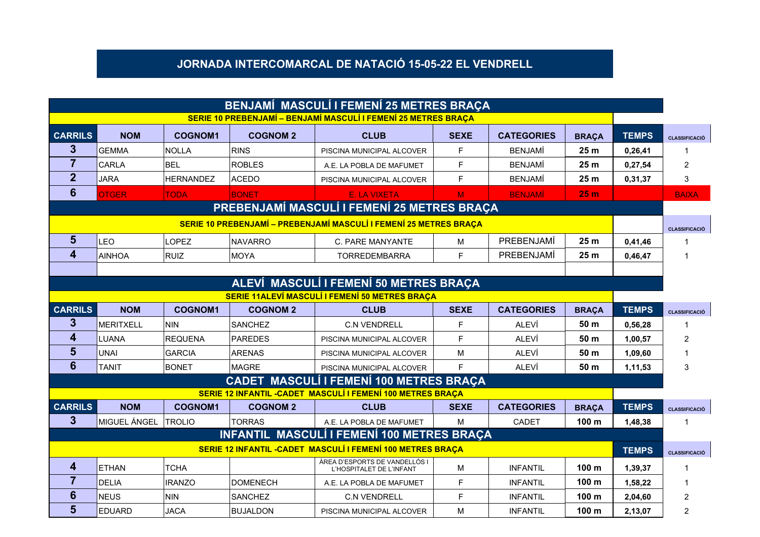# JORNADA INTERCOMARCAL DE NATACIÓ 15-05-22 EL VENDRELL

## BENJAMÍ MASCULÍ I FEMENÍ 25 METRES BRAÇA

**SERIE 10 PREBENJAMÍ – BENJAMÍ MASCULÍ I FEMENÍ 25 METRES BRAÇA**

| CARRILS | NOM | COGNOM1 | COGNOM 2 | CLUB | SEXE | CATEGORIES | BRAÇA | TEMPS | CLASSIFICACIÓ |
|---|---|---|---|---|---|---|---|---|---|
| 3 | GEMMA | NOLLA | RINS | PISCINA MUNICIPAL ALCOVER | F | BENJAMÍ | 25 m | 0,26,41 | 1 |
| 7 | CARLA | BEL | ROBLES | A.E. LA POBLA DE MAFUMET | F | BENJAMÍ | 25 m | 0,27,54 | 2 |
| 2 | JARA | HERNANDEZ | ACEDO | PISCINA MUNICIPAL ALCOVER | F | BENJAMÍ | 25 m | 0,31,37 | 3 |
| 6 | OTGER | TODA | BONET | E. LA VIXETA | M | BENJAMÍ | 25 m | | BAIXA |

## PREBENJAMÍ MASCULÍ I FEMENÍ 25 METRES BRAÇA

**SERIE 10 PREBENJAMÍ – PREBENJAMÍ MASCULÍ I FEMENÍ 25 METRES BRAÇA**

| CARRILS | NOM | COGNOM1 | COGNOM 2 | CLUB | SEXE | CATEGORIES | BRAÇA | TEMPS | CLASSIFICACIÓ |
|---|---|---|---|---|---|---|---|---|---|
| 5 | LEO | LOPEZ | NAVARRO | C. PARE MANYANTE | M | PREBENJAMÍ | 25 m | 0,41,46 | 1 |
| 4 | AINHOA | RUIZ | MOYA | TORREDEMBARRA | F | PREBENJAMÍ | 25 m | 0,46,47 | 1 |

## ALEVÍ MASCULÍ I FEMENÍ 50 METRES BRAÇA

**SERIE 11ALEVÍ MASCULÍ I FEMENÍ 50 METRES BRAÇA**

| CARRILS | NOM | COGNOM1 | COGNOM 2 | CLUB | SEXE | CATEGORIES | BRAÇA | TEMPS | CLASSIFICACIÓ |
|---|---|---|---|---|---|---|---|---|---|
| 3 | MERITXELL | NIN | SANCHEZ | C.N VENDRELL | F | ALEVÍ | 50 m | 0,56,28 | 1 |
| 4 | LUANA | REQUENA | PAREDES | PISCINA MUNICIPAL ALCOVER | F | ALEVÍ | 50 m | 1,00,57 | 2 |
| 5 | UNAI | GARCIA | ARENAS | PISCINA MUNICIPAL ALCOVER | M | ALEVÍ | 50 m | 1,09,60 | 1 |
| 6 | TANIT | BONET | MAGRE | PISCINA MUNICIPAL ALCOVER | F | ALEVÍ | 50 m | 1,11,53 | 3 |

## CADET MASCULÍ I FEMENÍ 100 METRES BRAÇA

**SERIE 12 INFANTIL -CADET MASCULÍ I FEMENÍ 100 METRES BRAÇA**

| CARRILS | NOM | COGNOM1 | COGNOM 2 | CLUB | SEXE | CATEGORIES | BRAÇA | TEMPS | CLASSIFICACIÓ |
|---|---|---|---|---|---|---|---|---|---|
| 3 | MIGUEL ÁNGEL | TROLIO | TORRAS | A.E. LA POBLA DE MAFUMET | M | CADET | 100 m | 1,48,38 | 1 |

## INFANTIL MASCULÍ I FEMENÍ 100 METRES BRAÇA

**SERIE 12 INFANTIL -CADET MASCULÍ I FEMENÍ 100 METRES BRAÇA**

| CARRILS | NOM | COGNOM1 | COGNOM 2 | CLUB | SEXE | CATEGORIES | BRAÇA | TEMPS | CLASSIFICACIÓ |
|---|---|---|---|---|---|---|---|---|---|
| 4 | ETHAN | TCHA | | ÀREA D'ESPORTS DE VANDELLÓS I L'HOSPITALET DE L'INFANT | M | INFANTIL | 100 m | 1,39,37 | 1 |
| 7 | DELIA | IRANZO | DOMENECH | A.E. LA POBLA DE MAFUMET | F | INFANTIL | 100 m | 1,58,22 | 1 |
| 6 | NEUS | NIN | SANCHEZ | C.N VENDRELL | F | INFANTIL | 100 m | 2,04,60 | 2 |
| 5 | EDUARD | JACA | BUJALDON | PISCINA MUNICIPAL ALCOVER | M | INFANTIL | 100 m | 2,13,07 | 2 |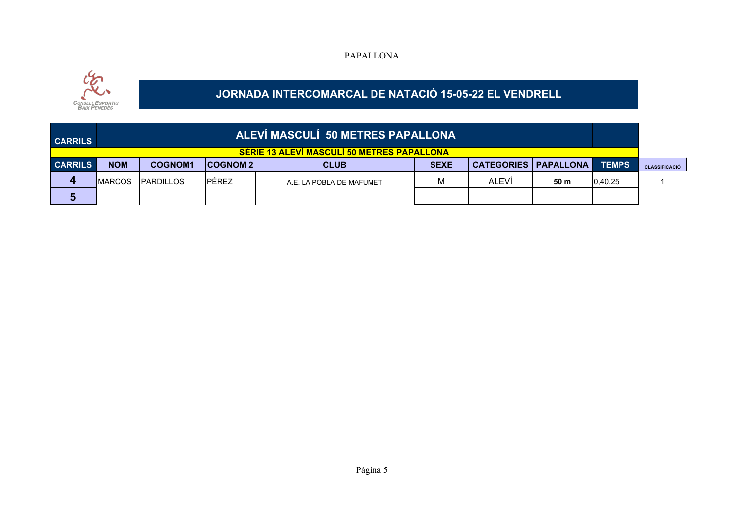PAPALLONA

CONSELL ESPORTIU BAIX PENEDÈS

# JORNADA INTERCOMARCAL DE NATACIÓ 15-05-22 EL VENDRELL

| CARRILS | ALEVÍ MASCULÍ 50 METRES PAPALLONA | | | | | | | | |
|---|---|---|---|---|---|---|---|---|---|
| | SÈRIE 13 ALEVÍ MASCULÍ 50 METRES PAPALLONA | | | | | | | | |
| **CARRILS** | **NOM** | **COGNOM1** | **COGNOM 2** | **CLUB** | **SEXE** | **CATEGORIES** | **PAPALLONA** | **TEMPS** | **CLASSIFICACIÓ** |
| **4** | MARCOS | PARDILLOS | PÉREZ | A.E. LA POBLA DE MAFUMET | M | ALEVÍ | **50 m** | 0,40,25 | 1 |
| **5** | | | | | | | | | |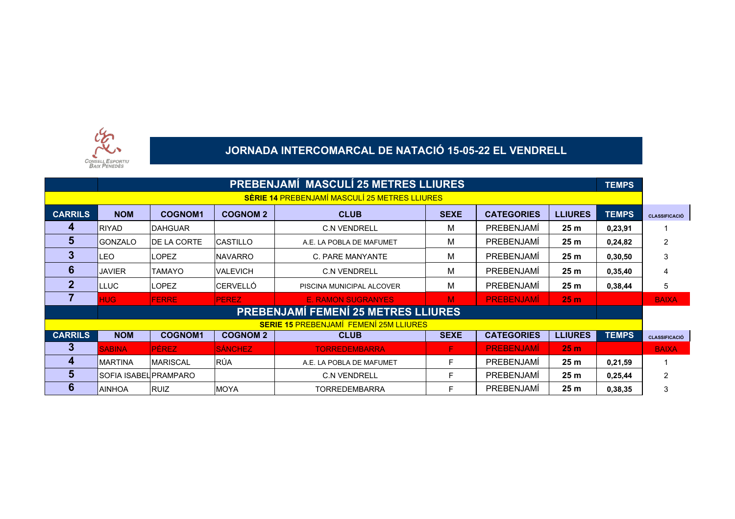CONSELL ESPORTIU BAIX PENEDÈS

# JORNADA INTERCOMARCAL DE NATACIÓ 15-05-22 EL VENDRELL

## PREBENJAMÍ MASCULÍ 25 METRES LLIURES

**SÈRIE 14** PREBENJAMÍ MASCULÍ 25 METRES LLIURES

| CARRILS | NOM | COGNOM1 | COGNOM 2 | CLUB | SEXE | CATEGORIES | LLIURES | TEMPS | CLASSIFICACIÓ |
|---|---|---|---|---|---|---|---|---|---|
| 4 | RIYAD | DAHGUAR | | C.N VENDRELL | M | PREBENJAMÍ | 25 m | 0,23,91 | 1 |
| 5 | GONZALO | DE LA CORTE | CASTILLO | A.E. LA POBLA DE MAFUMET | M | PREBENJAMÍ | 25 m | 0,24,82 | 2 |
| 3 | LEO | LOPEZ | NAVARRO | C. PARE MANYANTE | M | PREBENJAMÍ | 25 m | 0,30,50 | 3 |
| 6 | JAVIER | TAMAYO | VALEVICH | C.N VENDRELL | M | PREBENJAMÍ | 25 m | 0,35,40 | 4 |
| 2 | LLUC | LOPEZ | CERVELLÓ | PISCINA MUNICIPAL ALCOVER | M | PREBENJAMÍ | 25 m | 0,38,44 | 5 |
| 7 | HUG | FERRE | PEREZ | E. RAMON SUGRANYES | M | PREBENJAMÍ | 25 m | | BAIXA |

## PREBENJAMÍ FEMENÍ 25 METRES LLIURES

**SERIE 15** PREBENJAMÍ FEMENÍ 25M LLIURES

| CARRILS | NOM | COGNOM1 | COGNOM 2 | CLUB | SEXE | CATEGORIES | LLIURES | TEMPS | CLASSIFICACIÓ |
|---|---|---|---|---|---|---|---|---|---|
| 3 | SABINA | PÉREZ | SÁNCHEZ | TORREDEMBARRA | F | PREBENJAMÍ | 25 m | | BAIXA |
| 4 | MARTINA | MARISCAL | RÚA | A.E. LA POBLA DE MAFUMET | F | PREBENJAMÍ | 25 m | 0,21,59 | 1 |
| 5 | SOFIA ISABEL | PRAMPARO | | C.N VENDRELL | F | PREBENJAMÍ | 25 m | 0,25,44 | 2 |
| 6 | AINHOA | RUIZ | MOYA | TORREDEMBARRA | F | PREBENJAMÍ | 25 m | 0,38,35 | 3 |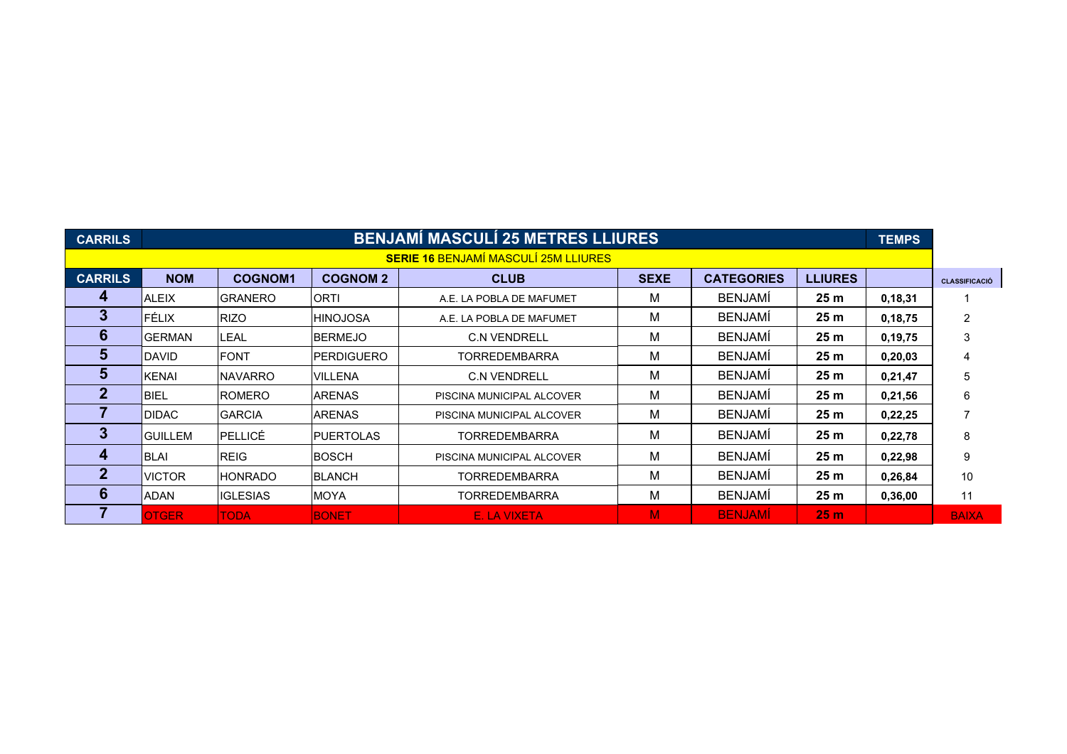| CARRILS | BENJAMÍ MASCULÍ 25 METRES LLIURES | | | | | | | TEMPS | |
|---|---|---|---|---|---|---|---|---|---|
| SERIE 16 BENJAMÍ MASCULÍ 25M LLIURES | | | | | | | | | |
| CARRILS | NOM | COGNOM1 | COGNOM 2 | CLUB | SEXE | CATEGORIES | LLIURES | | CLASSIFICACIÓ |
| 4 | ALEIX | GRANERO | ORTI | A.E. LA POBLA DE MAFUMET | M | BENJAMÍ | 25 m | 0,18,31 | 1 |
| 3 | FÉLIX | RIZO | HINOJOSA | A.E. LA POBLA DE MAFUMET | M | BENJAMÍ | 25 m | 0,18,75 | 2 |
| 6 | GERMAN | LEAL | BERMEJO | C.N VENDRELL | M | BENJAMÍ | 25 m | 0,19,75 | 3 |
| 5 | DAVID | FONT | PERDIGUERO | TORREDEMBARRA | M | BENJAMÍ | 25 m | 0,20,03 | 4 |
| 5 | KENAI | NAVARRO | VILLENA | C.N VENDRELL | M | BENJAMÍ | 25 m | 0,21,47 | 5 |
| 2 | BIEL | ROMERO | ARENAS | PISCINA MUNICIPAL ALCOVER | M | BENJAMÍ | 25 m | 0,21,56 | 6 |
| 7 | DIDAC | GARCIA | ARENAS | PISCINA MUNICIPAL ALCOVER | M | BENJAMÍ | 25 m | 0,22,25 | 7 |
| 3 | GUILLEM | PELLICÉ | PUERTOLAS | TORREDEMBARRA | M | BENJAMÍ | 25 m | 0,22,78 | 8 |
| 4 | BLAI | REIG | BOSCH | PISCINA MUNICIPAL ALCOVER | M | BENJAMÍ | 25 m | 0,22,98 | 9 |
| 2 | VICTOR | HONRADO | BLANCH | TORREDEMBARRA | M | BENJAMÍ | 25 m | 0,26,84 | 10 |
| 6 | ADAN | IGLESIAS | MOYA | TORREDEMBARRA | M | BENJAMÍ | 25 m | 0,36,00 | 11 |
| 7 | OTGER | TODA | BONET | E. LA VIXETA | M | BENJAMÍ | 25 m | | BAIXA |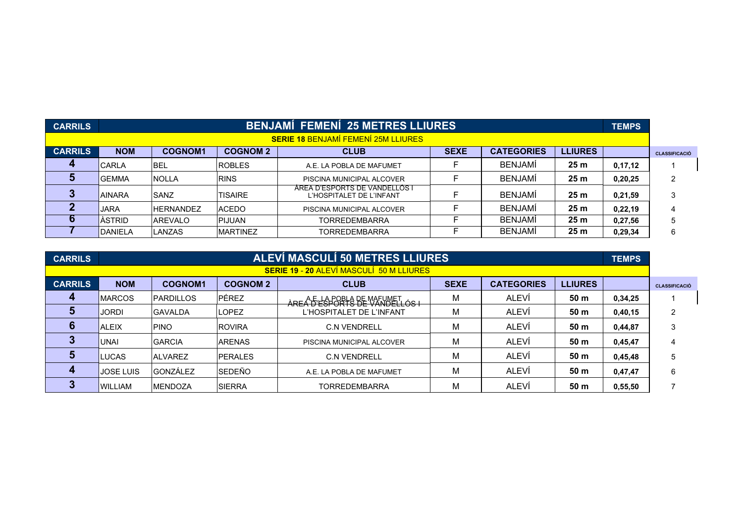| CARRILS | BENJAMÍ FEMENÍ 25 METRES LLIURES | | | | | | | TEMPS | |
|---|---|---|---|---|---|---|---|---|---|
| | SERIE 18 BENJAMÍ FEMENÍ 25M LLIURES | | | | | | | | |
| CARRILS | NOM | COGNOM1 | COGNOM 2 | CLUB | SEXE | CATEGORIES | LLIURES | | CLASSIFICACIÓ |
| 4 | CARLA | BEL | ROBLES | A.E. LA POBLA DE MAFUMET | F | BENJAMÍ | 25 m | 0,17,12 | 1 |
| 5 | GEMMA | NOLLA | RINS | PISCINA MUNICIPAL ALCOVER | F | BENJAMÍ | 25 m | 0,20,25 | 2 |
| 3 | AINARA | SANZ | TISAIRE | ÀREA D'ESPORTS DE VANDELLÒS I L'HOSPITALET DE L'INFANT | F | BENJAMÍ | 25 m | 0,21,59 | 3 |
| 2 | JARA | HERNANDEZ | ACEDO | PISCINA MUNICIPAL ALCOVER | F | BENJAMÍ | 25 m | 0,22,19 | 4 |
| 6 | ÀSTRID | AREVALO | PIJUAN | TORREDEMBARRA | F | BENJAMÍ | 25 m | 0,27,56 | 5 |
| 7 | DANIELA | LANZAS | MARTINEZ | TORREDEMBARRA | F | BENJAMÍ | 25 m | 0,29,34 | 6 |

| CARRILS | ALEVÍ MASCULÍ 50 METRES LLIURES | | | | | | | TEMPS | |
|---|---|---|---|---|---|---|---|---|---|
| | SERIE 19 - 20 ALEVÍ MASCULÍ 50 M LLIURES | | | | | | | | |
| CARRILS | NOM | COGNOM1 | COGNOM 2 | CLUB | SEXE | CATEGORIES | LLIURES | | CLASSIFICACIÓ |
| 4 | MARCOS | PARDILLOS | PÉREZ | A.E. LA POBLA DE MAFUMET | M | ALEVÍ | 50 m | 0,34,25 | 1 |
| 5 | JORDI | GAVALDA | LOPEZ | ÀREA D'ESPORTS DE VANDELLÒS I L'HOSPITALET DE L'INFANT | M | ALEVÍ | 50 m | 0,40,15 | 2 |
| 6 | ALEIX | PINO | ROVIRA | C.N VENDRELL | M | ALEVÍ | 50 m | 0,44,87 | 3 |
| 3 | UNAI | GARCIA | ARENAS | PISCINA MUNICIPAL ALCOVER | M | ALEVÍ | 50 m | 0,45,47 | 4 |
| 5 | LUCAS | ALVAREZ | PERALES | C.N VENDRELL | M | ALEVÍ | 50 m | 0,45,48 | 5 |
| 4 | JOSE LUIS | GONZÁLEZ | SEDEÑO | A.E. LA POBLA DE MAFUMET | M | ALEVÍ | 50 m | 0,47,47 | 6 |
| 3 | WILLIAM | MENDOZA | SIERRA | TORREDEMBARRA | M | ALEVÍ | 50 m | 0,55,50 | 7 |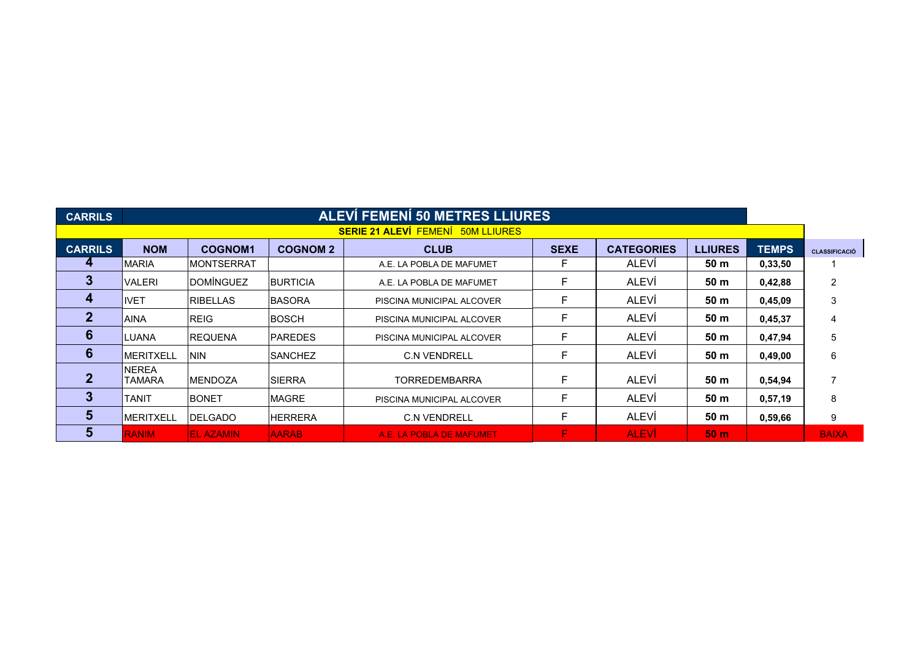| CARRILS | ALEVÍ FEMENÍ 50 METRES LLIURES | | | | | | | | |
|---|---|---|---|---|---|---|---|---|---|
| | SERIE 21 ALEVÍ FEMENÍ 50M LLIURES | | | | | | | | |
| **CARRILS** | **NOM** | **COGNOM1** | **COGNOM 2** | **CLUB** | **SEXE** | **CATEGORIES** | **LLIURES** | **TEMPS** | **CLASSIFICACIÓ** |
| **4** | MARIA | MONTSERRAT | | A.E. LA POBLA DE MAFUMET | F | ALEVÍ | **50 m** | **0,33,50** | 1 |
| **3** | VALERI | DOMÍNGUEZ | BURTICIA | A.E. LA POBLA DE MAFUMET | F | ALEVÍ | **50 m** | **0,42,88** | 2 |
| **4** | IVET | RIBELLAS | BASORA | PISCINA MUNICIPAL ALCOVER | F | ALEVÍ | **50 m** | **0,45,09** | 3 |
| **2** | AINA | REIG | BOSCH | PISCINA MUNICIPAL ALCOVER | F | ALEVÍ | **50 m** | **0,45,37** | 4 |
| **6** | LUANA | REQUENA | PAREDES | PISCINA MUNICIPAL ALCOVER | F | ALEVÍ | **50 m** | **0,47,94** | 5 |
| **6** | MERITXELL | NIN | SANCHEZ | C.N VENDRELL | F | ALEVÍ | **50 m** | **0,49,00** | 6 |
| **2** | NEREA TAMARA | MENDOZA | SIERRA | TORREDEMBARRA | F | ALEVÍ | **50 m** | **0,54,94** | 7 |
| **3** | TANIT | BONET | MAGRE | PISCINA MUNICIPAL ALCOVER | F | ALEVÍ | **50 m** | **0,57,19** | 8 |
| **5** | MERITXELL | DELGADO | HERRERA | C.N VENDRELL | F | ALEVÍ | **50 m** | **0,59,66** | 9 |
| **5** | RANIM | EL AZAMIN | AARAB | A.E. LA POBLA DE MAFUMET | F | ALEVÍ | **50 m** | | BAIXA |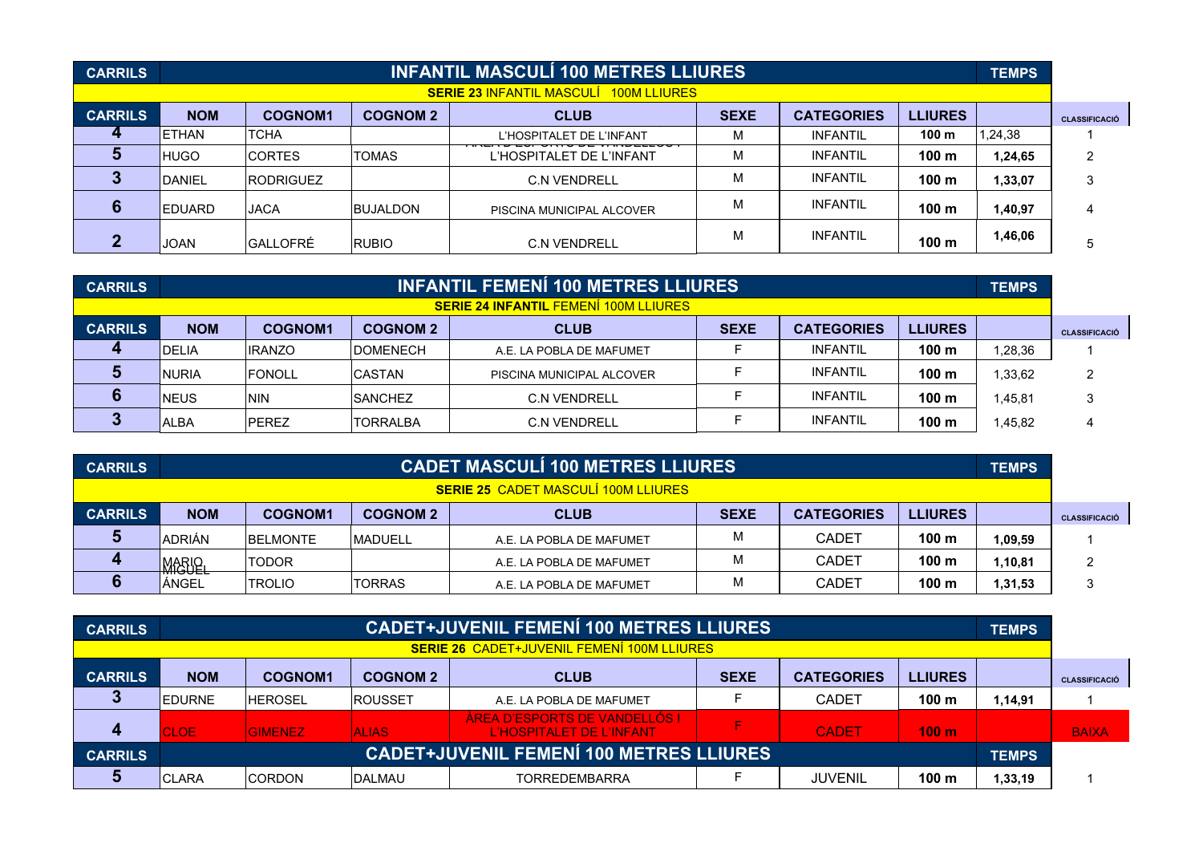| CARRILS | INFANTIL MASCULÍ 100 METRES LLIURES | | | | | | | TEMPS | |
|---|---|---|---|---|---|---|---|---|---|
| | **SERIE 23** INFANTIL MASCULÍ 100M LLIURES | | | | | | | | |
| CARRILS | NOM | COGNOM1 | COGNOM 2 | CLUB | SEXE | CATEGORIES | LLIURES | | CLASSIFICACIÓ |
| 4 | ETHAN | TCHA | | L'HOSPITALET DE L'INFANT | M | INFANTIL | 100 m | 1,24,38 | 1 |
| 5 | HUGO | CORTES | TOMAS | L'HOSPITALET DE L'INFANT | M | INFANTIL | 100 m | 1,24,65 | 2 |
| 3 | DANIEL | RODRIGUEZ | | C.N VENDRELL | M | INFANTIL | 100 m | 1,33,07 | 3 |
| 6 | EDUARD | JACA | BUJALDON | PISCINA MUNICIPAL ALCOVER | M | INFANTIL | 100 m | 1,40,97 | 4 |
| 2 | JOAN | GALLOFRÉ | RUBIO | C.N VENDRELL | M | INFANTIL | 100 m | 1,46,06 | 5 |

| CARRILS | INFANTIL FEMENÍ 100 METRES LLIURES | | | | | | | TEMPS | |
|---|---|---|---|---|---|---|---|---|---|
| | **SERIE 24 INFANTIL** FEMENÍ 100M LLIURES | | | | | | | | |
| CARRILS | NOM | COGNOM1 | COGNOM 2 | CLUB | SEXE | CATEGORIES | LLIURES | | CLASSIFICACIÓ |
| 4 | DELIA | IRANZO | DOMENECH | A.E. LA POBLA DE MAFUMET | F | INFANTIL | 100 m | 1,28,36 | 1 |
| 5 | NURIA | FONOLL | CASTAN | PISCINA MUNICIPAL ALCOVER | F | INFANTIL | 100 m | 1,33,62 | 2 |
| 6 | NEUS | NIN | SANCHEZ | C.N VENDRELL | F | INFANTIL | 100 m | 1,45,81 | 3 |
| 3 | ALBA | PEREZ | TORRALBA | C.N VENDRELL | F | INFANTIL | 100 m | 1,45,82 | 4 |

| CARRILS | CADET MASCULÍ 100 METRES LLIURES | | | | | | | TEMPS | |
|---|---|---|---|---|---|---|---|---|---|
| | **SERIE 25** CADET MASCULÍ 100M LLIURES | | | | | | | | |
| CARRILS | NOM | COGNOM1 | COGNOM 2 | CLUB | SEXE | CATEGORIES | LLIURES | | CLASSIFICACIÓ |
| 5 | ADRIÁN | BELMONTE | MADUELL | A.E. LA POBLA DE MAFUMET | M | CADET | 100 m | 1,09,59 | 1 |
| 4 | MARIO | TODOR | | A.E. LA POBLA DE MAFUMET | M | CADET | 100 m | 1,10,81 | 2 |
| 6 | MIGUEL ÁNGEL | TROLIO | TORRAS | A.E. LA POBLA DE MAFUMET | M | CADET | 100 m | 1,31,53 | 3 |

| CARRILS | CADET+JUVENIL FEMENÍ 100 METRES LLIURES | | | | | | | TEMPS | |
|---|---|---|---|---|---|---|---|---|---|
| | **SERIE 26** CADET+JUVENIL FEMENÍ 100M LLIURES | | | | | | | | |
| CARRILS | NOM | COGNOM1 | COGNOM 2 | CLUB | SEXE | CATEGORIES | LLIURES | | CLASSIFICACIÓ |
| 3 | EDURNE | HEROSEL | ROUSSET | A.E. LA POBLA DE MAFUMET | F | CADET | 100 m | 1,14,91 | 1 |
| 4 | CLOE | GIMENEZ | ALIAS | ÀREA D'ESPORTS DE VANDELLÒS I L'HOSPITALET DE L'INFANT | F | CADET | 100 m | | BAIXA |
| CARRILS | CADET+JUVENIL FEMENÍ 100 METRES LLIURES | | | | | | | TEMPS | |
| 5 | CLARA | CORDON | DALMAU | TORREDEMBARRA | F | JUVENIL | 100 m | 1,33,19 | 1 |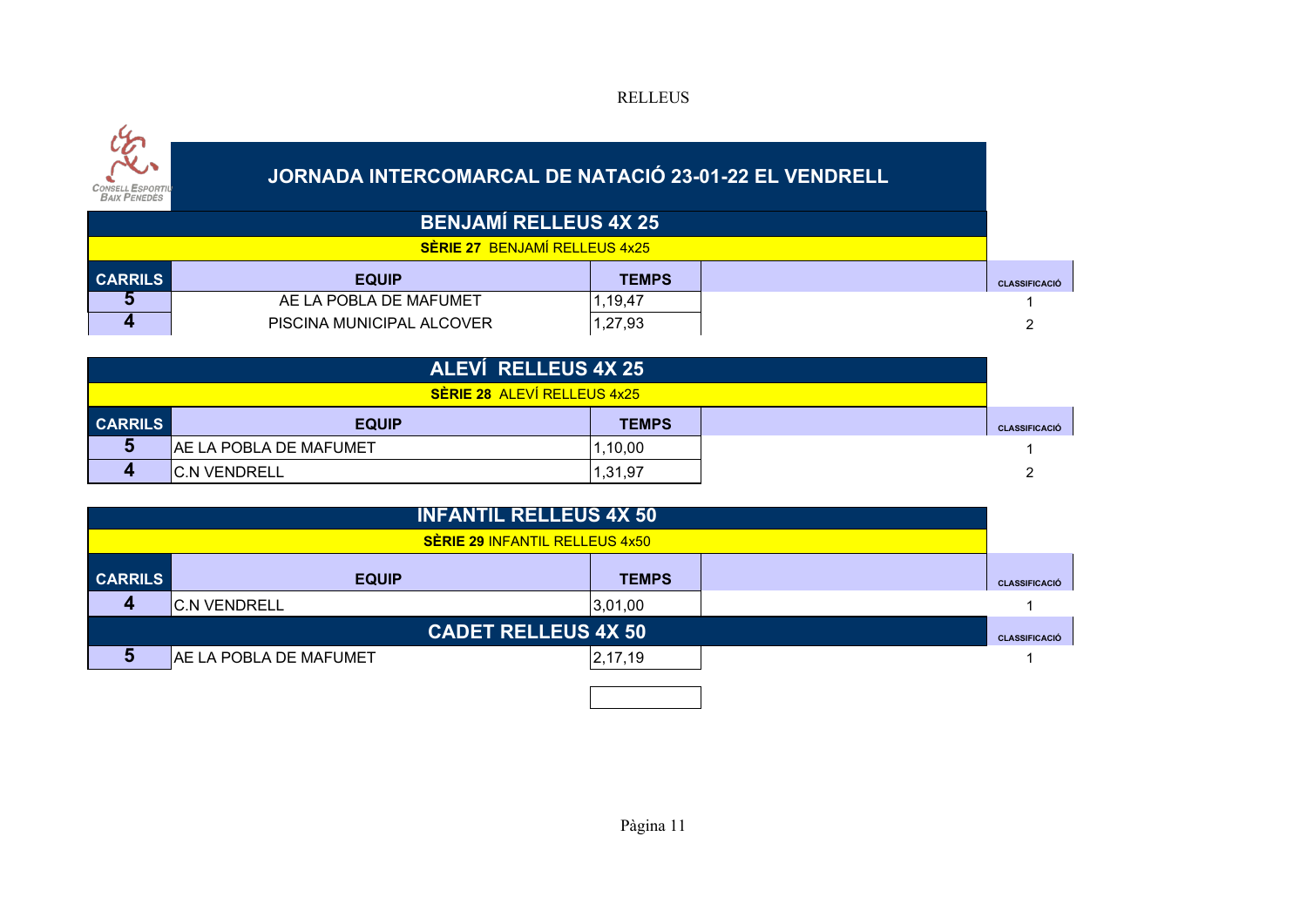RELLEUS

CONSELL ESPORTIU BAIX PENEDÈS

# JORNADA INTERCOMARCAL DE NATACIÓ 23-01-22 EL VENDRELL

## BENJAMÍ RELLEUS 4X 25

**SÈRIE 27** BENJAMÍ RELLEUS 4x25

| CARRILS | EQUIP | TEMPS | | CLASSIFICACIÓ |
|---|---|---|---|---|
| 5 | AE LA POBLA DE MAFUMET | 1,19,47 | | 1 |
| 4 | PISCINA MUNICIPAL ALCOVER | 1,27,93 | | 2 |

## ALEVÍ RELLEUS 4X 25

**SÈRIE 28** ALEVÍ RELLEUS 4x25

| CARRILS | EQUIP | TEMPS | | CLASSIFICACIÓ |
|---|---|---|---|---|
| 5 | AE LA POBLA DE MAFUMET | 1,10,00 | | 1 |
| 4 | C.N VENDRELL | 1,31,97 | | 2 |

## INFANTIL RELLEUS 4X 50

**SÈRIE 29** INFANTIL RELLEUS 4x50

| CARRILS | EQUIP | TEMPS | | CLASSIFICACIÓ |
|---|---|---|---|---|
| 4 | C.N VENDRELL | 3,01,00 | | 1 |

## CADET RELLEUS 4X 50

| CARRILS | EQUIP | TEMPS | | CLASSIFICACIÓ |
|---|---|---|---|---|
| 5 | AE LA POBLA DE MAFUMET | 2,17,19 | | 1 |